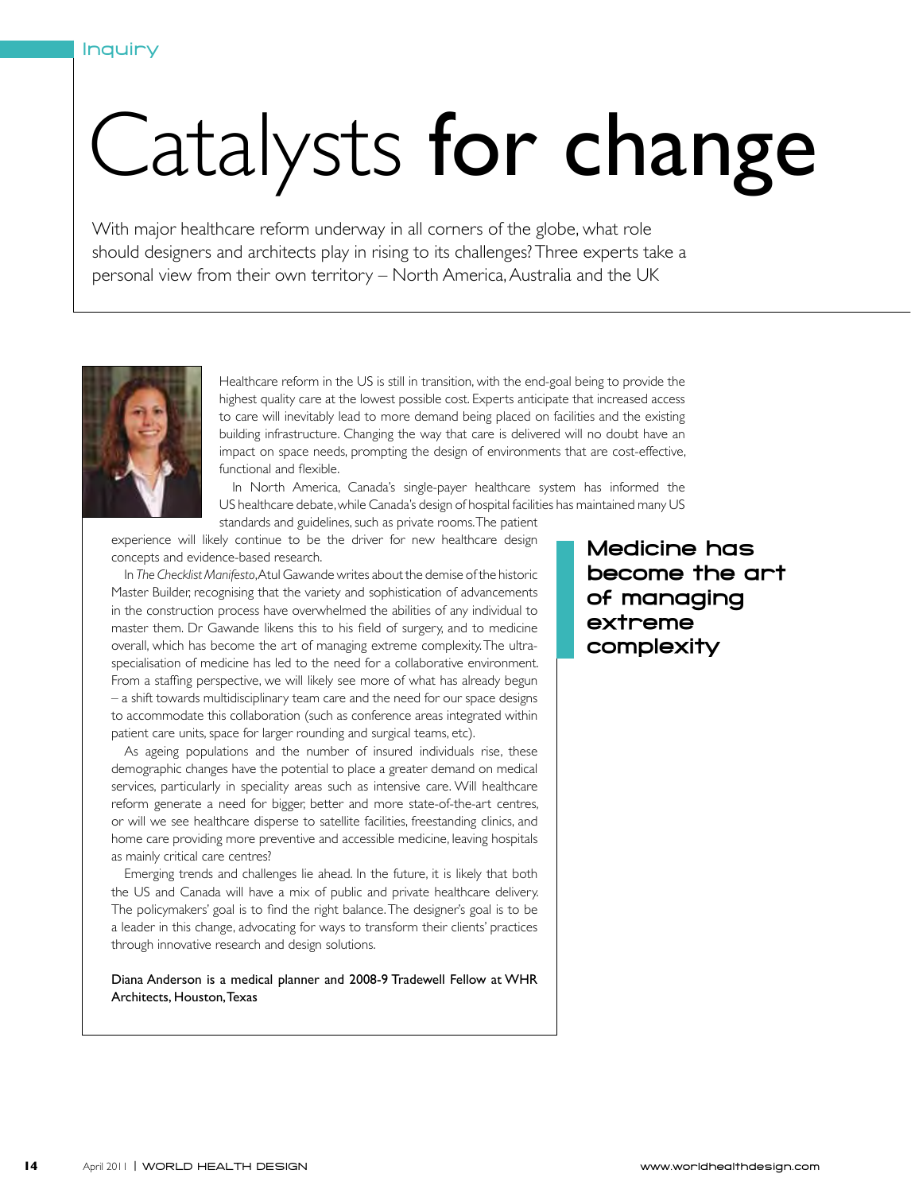Inquiry

# Catalysts **for change**

With major healthcare reform underway in all corners of the globe, what role should designers and architects play in rising to its challenges? Three experts take a personal view from their own territory – North America, Australia and the UK

Healthcare reform in the US is still in transition, with the end-goal being to provide the highest quality care at the lowest possible cost. Experts anticipate that increased access to care will inevitably lead to more demand being placed on facilities and the existing building infrastructure. Changing the way that care is delivered will no doubt have an impact on space needs, prompting the design of environments that are cost-effective, functional and flexible.

In North America, Canada's single-payer healthcare system has informed the US healthcare debate, while Canada's design of hospital facilities has maintained many US standards and guidelines, such as private rooms. The patient experience will likely continue to be the driver for new healthcare design concepts and evidence-based research.

In *The Checklist Manifesto*, Atul Gawande writes about the demise of the historic Master Builder, recognising that the variety and sophistication of advancements in the construction process have overwhelmed the abilities of any individual to master them. Dr Gawande likens this to his field of surgery, and to medicine overall, which has become the art of managing extreme complexity. The ultra-specialisation of medicine has led to the need for a collaborative environment. From a staffing perspective, we will likely see more of what has already begun – a shift towards multidisciplinary team care and the need for our space designs to accommodate this collaboration (such as conference areas integrated within patient care units, space for larger rounding and surgical teams, etc).

**Medicine has become the art of managing extreme complexity**

As ageing populations and the number of insured individuals rise, these demographic changes have the potential to place a greater demand on medical services, particularly in speciality areas such as intensive care. Will healthcare reform generate a need for bigger, better and more state-of-the-art centres, or will we see healthcare disperse to satellite facilities, freestanding clinics, and home care providing more preventive and accessible medicine, leaving hospitals as mainly critical care centres?

Emerging trends and challenges lie ahead. In the future, it is likely that both the US and Canada will have a mix of public and private healthcare delivery. The policymakers' goal is to find the right balance. The designer's goal is to be a leader in this change, advocating for ways to transform their clients' practices through innovative research and design solutions.

Diana Anderson is a medical planner and 2008-9 Tradewell Fellow at WHR Architects, Houston, Texas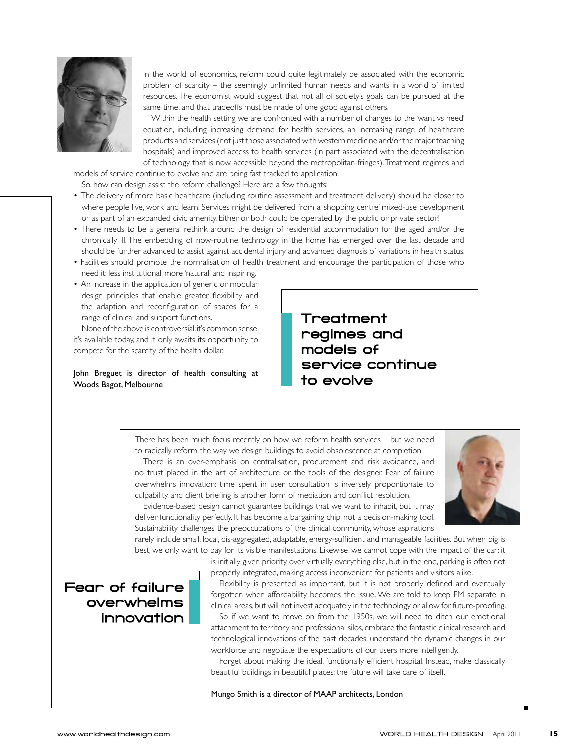In the world of economics, reform could quite legitimately be associated with the economic problem of scarcity – the seemingly unlimited human needs and wants in a world of limited resources. The economist would suggest that not all of society's goals can be pursued at the same time, and that tradeoffs must be made of one good against others.

Within the health setting we are confronted with a number of changes to the 'want vs need' equation, including increasing demand for health services, an increasing range of healthcare products and services (not just those associated with western medicine and/or the major teaching hospitals) and improved access to health services (in part associated with the decentralisation of technology that is now accessible beyond the metropolitan fringes). Treatment regimes and models of service continue to evolve and are being fast tracked to application.

So, how can design assist the reform challenge? Here are a few thoughts:

- The delivery of more basic healthcare (including routine assessment and treatment delivery) should be closer to where people live, work and learn. Services might be delivered from a 'shopping centre' mixed-use development or as part of an expanded civic amenity. Either or both could be operated by the public or private sector!
- There needs to be a general rethink around the design of residential accommodation for the aged and/or the chronically ill. The embedding of now-routine technology in the home has emerged over the last decade and should be further advanced to assist against accidental injury and advanced diagnosis of variations in health status.
- Facilities should promote the normalisation of health treatment and encourage the participation of those who need it: less institutional, more 'natural' and inspiring.
- An increase in the application of generic or modular design principles that enable greater flexibility and the adaption and reconfiguration of spaces for a range of clinical and support functions.

None of the above is controversial: it's common sense, it's available today, and it only awaits its opportunity to compete for the scarcity of the health dollar.

John Breguet is director of health consulting at Woods Bagot, Melbourne

## Treatment regimes and models of service continue to evolve

There has been much focus recently on how we reform health services – but we need to radically reform the way we design buildings to avoid obsolescence at completion.

There is an over-emphasis on centralisation, procurement and risk avoidance, and no trust placed in the art of architecture or the tools of the designer. Fear of failure overwhelms innovation: time spent in user consultation is inversely proportionate to culpability, and client briefing is another form of mediation and conflict resolution.

Evidence-based design cannot guarantee buildings that we want to inhabit, but it may deliver functionality perfectly. It has become a bargaining chip, not a decision-making tool. Sustainability challenges the preoccupations of the clinical community, whose aspirations rarely include small, local, dis-aggregated, adaptable, energy-sufficient and manageable facilities. But when big is best, we only want to pay for its visible manifestations. Likewise, we cannot cope with the impact of the car: it is initially given priority over virtually everything else, but in the end, parking is often not properly integrated, making access inconvenient for patients and visitors alike.

## Fear of failure overwhelms innovation

Flexibility is presented as important, but it is not properly defined and eventually forgotten when affordability becomes the issue. We are told to keep FM separate in clinical areas, but will not invest adequately in the technology or allow for future-proofing.

So if we want to move on from the 1950s, we will need to ditch our emotional attachment to territory and professional silos, embrace the fantastic clinical research and technological innovations of the past decades, understand the dynamic changes in our workforce and negotiate the expectations of our users more intelligently.

Forget about making the ideal, functionally efficient hospital. Instead, make classically beautiful buildings in beautiful places: the future will take care of itself.

Mungo Smith is a director of MAAP architects, London